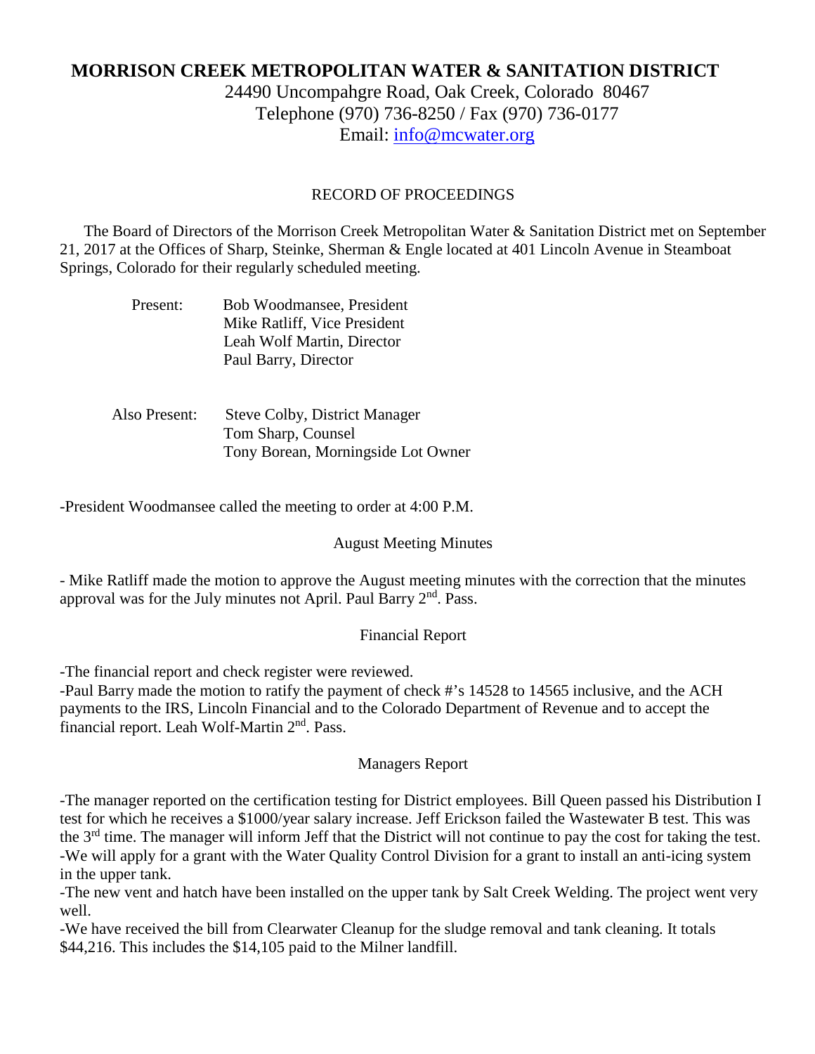# MORRISON CREEK METROPOLITAN WATER & SANITATION DISTRICT

24490 Uncompahgre Road, Oak Creek, Colorado 80467
Telephone (970) 736-8250 / Fax (970) 736-0177
Email: info@mcwater.org

## RECORD OF PROCEEDINGS

The Board of Directors of the Morrison Creek Metropolitan Water & Sanitation District met on September 21, 2017 at the Offices of Sharp, Steinke, Sherman & Engle located at 401 Lincoln Avenue in Steamboat Springs, Colorado for their regularly scheduled meeting.

Present: Bob Woodmansee, President
Mike Ratliff, Vice President
Leah Wolf Martin, Director
Paul Barry, Director

Also Present: Steve Colby, District Manager
Tom Sharp, Counsel
Tony Borean, Morningside Lot Owner

-President Woodmansee called the meeting to order at 4:00 P.M.

### August Meeting Minutes

- Mike Ratliff made the motion to approve the August meeting minutes with the correction that the minutes approval was for the July minutes not April. Paul Barry 2nd. Pass.

### Financial Report

-The financial report and check register were reviewed.
-Paul Barry made the motion to ratify the payment of check #'s 14528 to 14565 inclusive, and the ACH payments to the IRS, Lincoln Financial and to the Colorado Department of Revenue and to accept the financial report. Leah Wolf-Martin 2nd. Pass.

### Managers Report

-The manager reported on the certification testing for District employees. Bill Queen passed his Distribution I test for which he receives a $1000/year salary increase. Jeff Erickson failed the Wastewater B test. This was the 3rd time. The manager will inform Jeff that the District will not continue to pay the cost for taking the test.
-We will apply for a grant with the Water Quality Control Division for a grant to install an anti-icing system in the upper tank.
-The new vent and hatch have been installed on the upper tank by Salt Creek Welding. The project went very well.
-We have received the bill from Clearwater Cleanup for the sludge removal and tank cleaning. It totals $44,216. This includes the $14,105 paid to the Milner landfill.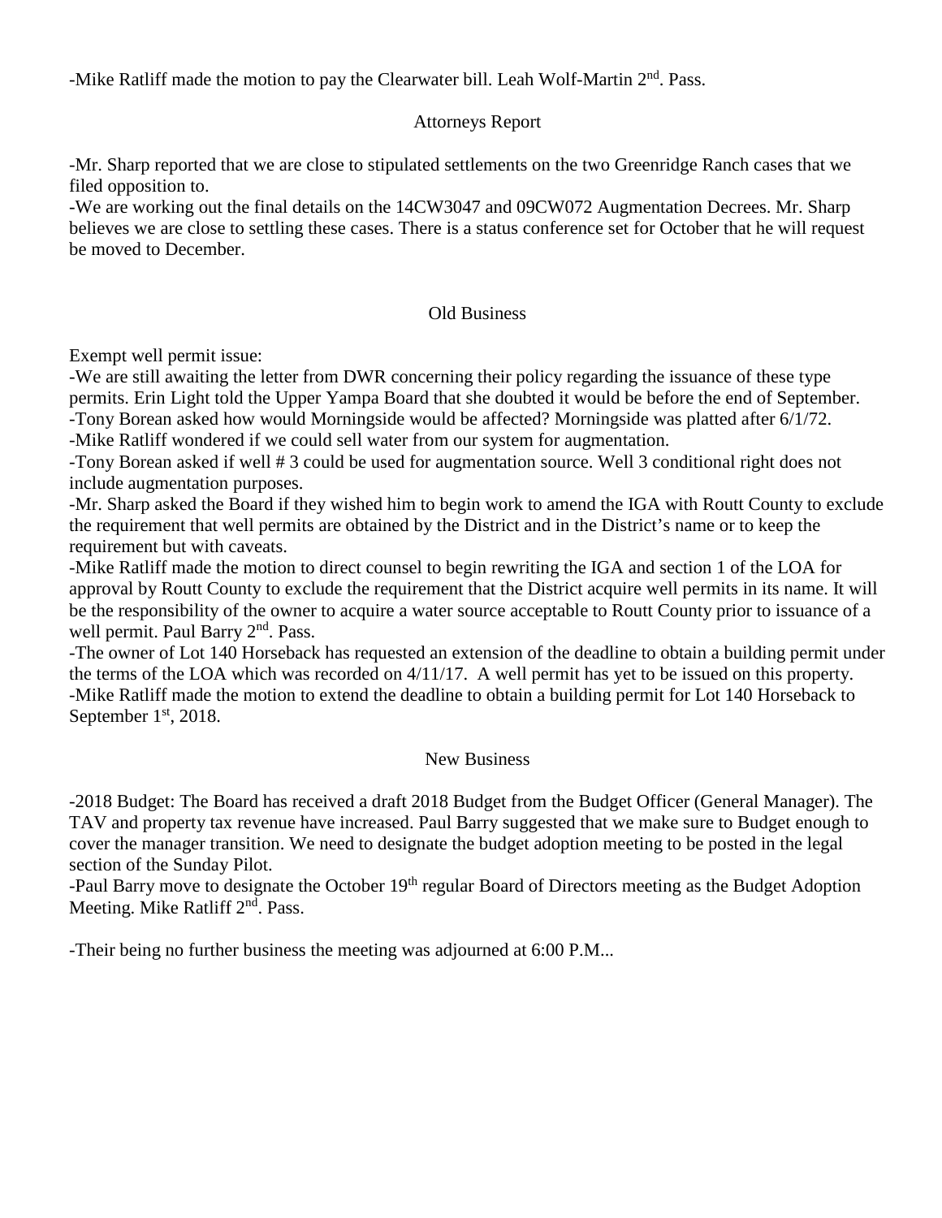-Mike Ratliff made the motion to pay the Clearwater bill. Leah Wolf-Martin 2nd. Pass.

## Attorneys Report

-Mr. Sharp reported that we are close to stipulated settlements on the two Greenridge Ranch cases that we filed opposition to.

-We are working out the final details on the 14CW3047 and 09CW072 Augmentation Decrees. Mr. Sharp believes we are close to settling these cases. There is a status conference set for October that he will request be moved to December.

## Old Business

Exempt well permit issue:

-We are still awaiting the letter from DWR concerning their policy regarding the issuance of these type permits. Erin Light told the Upper Yampa Board that she doubted it would be before the end of September.

-Tony Borean asked how would Morningside would be affected? Morningside was platted after 6/1/72.

-Mike Ratliff wondered if we could sell water from our system for augmentation.

-Tony Borean asked if well # 3 could be used for augmentation source. Well 3 conditional right does not include augmentation purposes.

-Mr. Sharp asked the Board if they wished him to begin work to amend the IGA with Routt County to exclude the requirement that well permits are obtained by the District and in the District's name or to keep the requirement but with caveats.

-Mike Ratliff made the motion to direct counsel to begin rewriting the IGA and section 1 of the LOA for approval by Routt County to exclude the requirement that the District acquire well permits in its name. It will be the responsibility of the owner to acquire a water source acceptable to Routt County prior to issuance of a well permit. Paul Barry 2nd. Pass.

-The owner of Lot 140 Horseback has requested an extension of the deadline to obtain a building permit under the terms of the LOA which was recorded on 4/11/17. A well permit has yet to be issued on this property.

-Mike Ratliff made the motion to extend the deadline to obtain a building permit for Lot 140 Horseback to September 1st, 2018.

## New Business

-2018 Budget: The Board has received a draft 2018 Budget from the Budget Officer (General Manager). The TAV and property tax revenue have increased. Paul Barry suggested that we make sure to Budget enough to cover the manager transition. We need to designate the budget adoption meeting to be posted in the legal section of the Sunday Pilot.

-Paul Barry move to designate the October 19th regular Board of Directors meeting as the Budget Adoption Meeting. Mike Ratliff 2nd. Pass.

-Their being no further business the meeting was adjourned at 6:00 P.M...